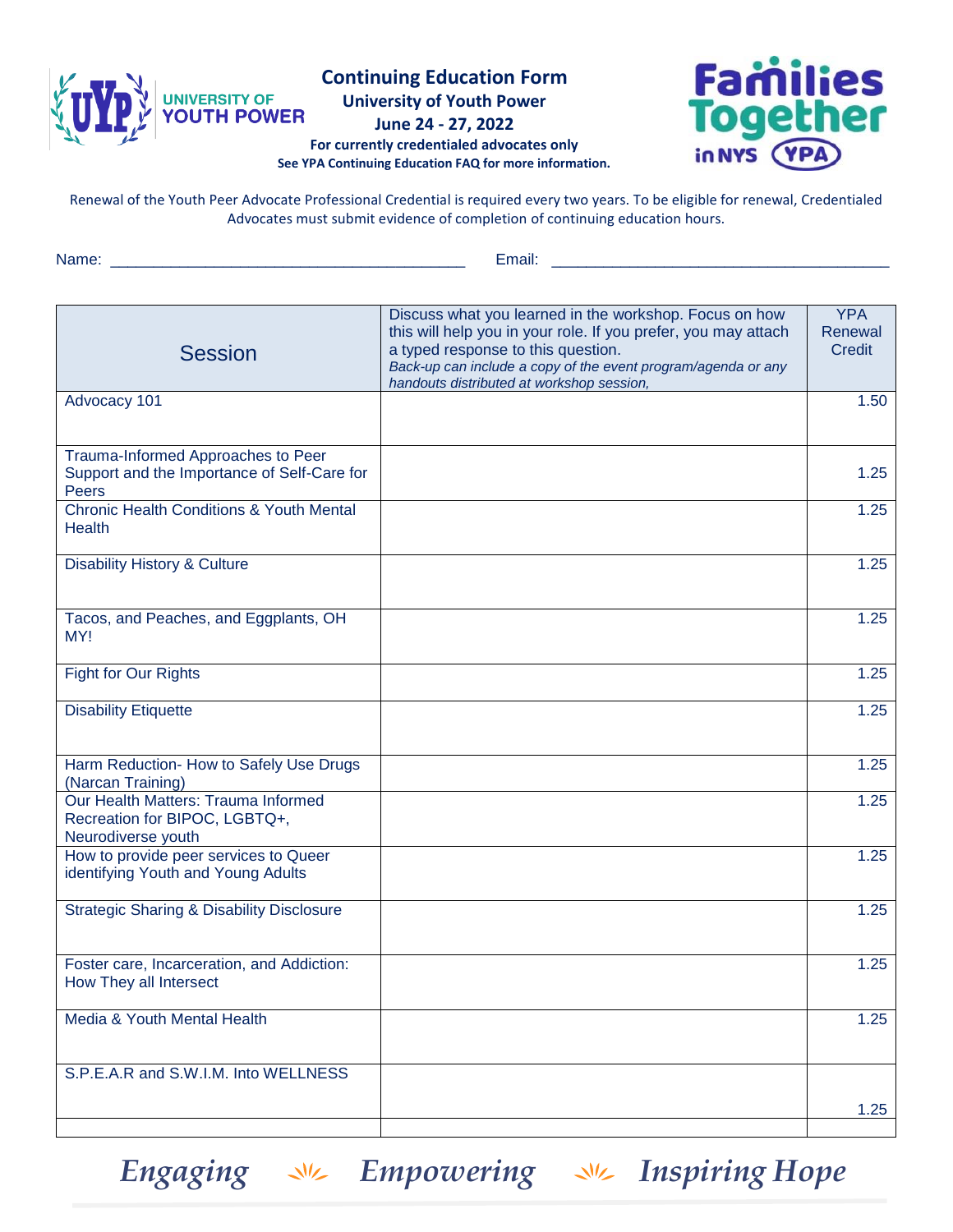UNIVERSITY OF YOUTH POWER

# Continuing Education Form

**University of Youth Power**

**June 24 - 27, 2022**

**For currently credentialed advocates only**

**See YPA Continuing Education FAQ for more information.**

Families Together in NYS YPA

Renewal of the Youth Peer Advocate Professional Credential is required every two years. To be eligible for renewal, Credentialed Advocates must submit evidence of completion of continuing education hours.

Name: ________________________________________ Email: ________________________________________

| Session | Discuss what you learned in the workshop. Focus on how this will help you in your role. If you prefer, you may attach a typed response to this question. *Back-up can include a copy of the event program/agenda or any handouts distributed at workshop session,* | YPA Renewal Credit |
|---|---|---|
| Advocacy 101 | | 1.50 |
| Trauma-Informed Approaches to Peer Support and the Importance of Self-Care for Peers | | 1.25 |
| Chronic Health Conditions & Youth Mental Health | | 1.25 |
| Disability History & Culture | | 1.25 |
| Tacos, and Peaches, and Eggplants, OH MY! | | 1.25 |
| Fight for Our Rights | | 1.25 |
| Disability Etiquette | | 1.25 |
| Harm Reduction- How to Safely Use Drugs (Narcan Training) | | 1.25 |
| Our Health Matters: Trauma Informed Recreation for BIPOC, LGBTQ+, Neurodiverse youth | | 1.25 |
| How to provide peer services to Queer identifying Youth and Young Adults | | 1.25 |
| Strategic Sharing & Disability Disclosure | | 1.25 |
| Foster care, Incarceration, and Addiction: How They all Intersect | | 1.25 |
| Media & Youth Mental Health | | 1.25 |
| S.P.E.A.R and S.W.I.M. Into WELLNESS | | 1.25 |
| | | |

*Engaging* *Empowering* *Inspiring Hope*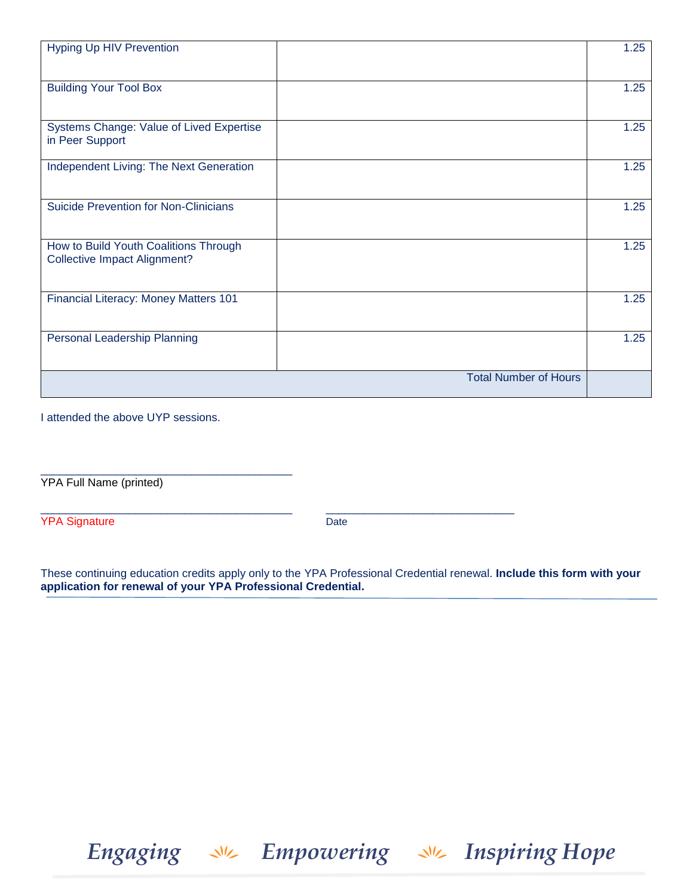| | | |
|---|---|---|
| Hyping Up HIV Prevention | | 1.25 |
| Building Your Tool Box | | 1.25 |
| Systems Change: Value of Lived Expertise in Peer Support | | 1.25 |
| Independent Living: The Next Generation | | 1.25 |
| Suicide Prevention for Non-Clinicians | | 1.25 |
| How to Build Youth Coalitions Through Collective Impact Alignment? | | 1.25 |
| Financial Literacy: Money Matters 101 | | 1.25 |
| Personal Leadership Planning | | 1.25 |
| | Total Number of Hours | |

I attended the above UYP sessions.

_______________________________________
YPA Full Name (printed)

_______________________________________ _____________________________
YPA Signature Date

These continuing education credits apply only to the YPA Professional Credential renewal. **Include this form with your application for renewal of your YPA Professional Credential.**

*Engaging* *Empowering* *Inspiring Hope*